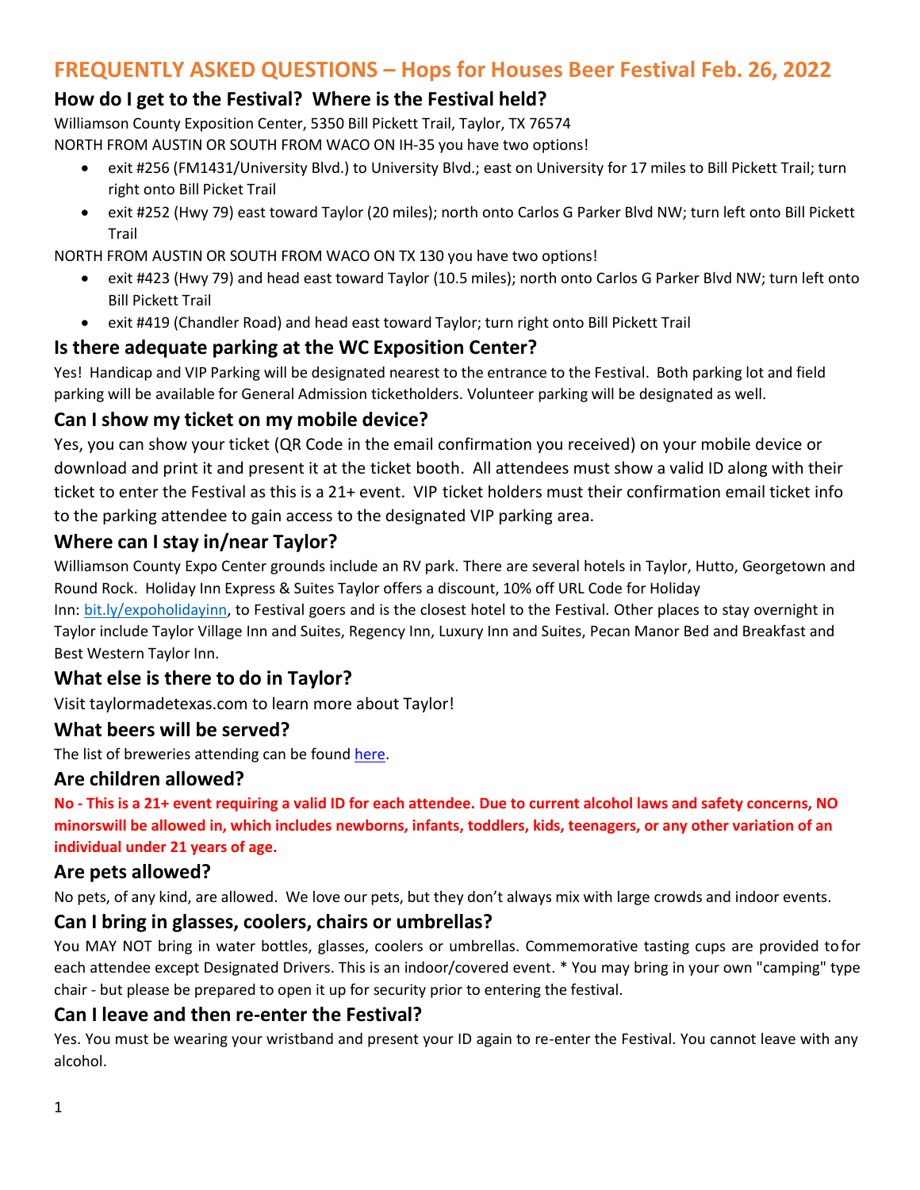# FREQUENTLY ASKED QUESTIONS – Hops for Houses Beer Festival Feb. 26, 2022

## How do I get to the Festival? Where is the Festival held?

Williamson County Exposition Center, 5350 Bill Pickett Trail, Taylor, TX 76574

NORTH FROM AUSTIN OR SOUTH FROM WACO ON IH-35 you have two options!

- exit #256 (FM1431/University Blvd.) to University Blvd.; east on University for 17 miles to Bill Pickett Trail; turn right onto Bill Picket Trail
- exit #252 (Hwy 79) east toward Taylor (20 miles); north onto Carlos G Parker Blvd NW; turn left onto Bill Pickett Trail

NORTH FROM AUSTIN OR SOUTH FROM WACO ON TX 130 you have two options!

- exit #423 (Hwy 79) and head east toward Taylor (10.5 miles); north onto Carlos G Parker Blvd NW; turn left onto Bill Pickett Trail
- exit #419 (Chandler Road) and head east toward Taylor; turn right onto Bill Pickett Trail

## Is there adequate parking at the WC Exposition Center?

Yes! Handicap and VIP Parking will be designated nearest to the entrance to the Festival. Both parking lot and field parking will be available for General Admission ticketholders. Volunteer parking will be designated as well.

## Can I show my ticket on my mobile device?

Yes, you can show your ticket (QR Code in the email confirmation you received) on your mobile device or download and print it and present it at the ticket booth. All attendees must show a valid ID along with their ticket to enter the Festival as this is a 21+ event. VIP ticket holders must their confirmation email ticket info to the parking attendee to gain access to the designated VIP parking area.

## Where can I stay in/near Taylor?

Williamson County Expo Center grounds include an RV park. There are several hotels in Taylor, Hutto, Georgetown and Round Rock. Holiday Inn Express & Suites Taylor offers a discount, 10% off URL Code for Holiday Inn: bit.ly/expoholidayinn, to Festival goers and is the closest hotel to the Festival. Other places to stay overnight in Taylor include Taylor Village Inn and Suites, Regency Inn, Luxury Inn and Suites, Pecan Manor Bed and Breakfast and Best Western Taylor Inn.

## What else is there to do in Taylor?

Visit taylormadetexas.com to learn more about Taylor!

## What beers will be served?

The list of breweries attending can be found here.

## Are children allowed?

**No - This is a 21+ event requiring a valid ID for each attendee. Due to current alcohol laws and safety concerns, NO minorswill be allowed in, which includes newborns, infants, toddlers, kids, teenagers, or any other variation of an individual under 21 years of age.**

## Are pets allowed?

No pets, of any kind, are allowed. We love our pets, but they don't always mix with large crowds and indoor events.

## Can I bring in glasses, coolers, chairs or umbrellas?

You MAY NOT bring in water bottles, glasses, coolers or umbrellas. Commemorative tasting cups are provided to for each attendee except Designated Drivers. This is an indoor/covered event. * You may bring in your own "camping" type chair - but please be prepared to open it up for security prior to entering the festival.

## Can I leave and then re-enter the Festival?

Yes. You must be wearing your wristband and present your ID again to re-enter the Festival. You cannot leave with any alcohol.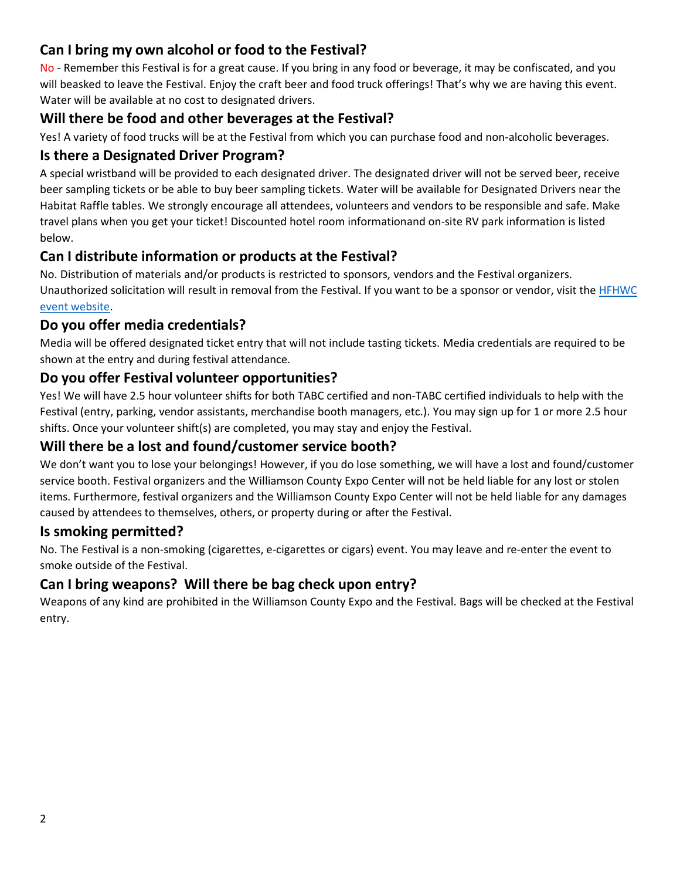## Can I bring my own alcohol or food to the Festival?

No - Remember this Festival is for a great cause. If you bring in any food or beverage, it may be confiscated, and you will beasked to leave the Festival. Enjoy the craft beer and food truck offerings! That's why we are having this event. Water will be available at no cost to designated drivers.

## Will there be food and other beverages at the Festival?

Yes! A variety of food trucks will be at the Festival from which you can purchase food and non-alcoholic beverages.

## Is there a Designated Driver Program?

A special wristband will be provided to each designated driver. The designated driver will not be served beer, receive beer sampling tickets or be able to buy beer sampling tickets. Water will be available for Designated Drivers near the Habitat Raffle tables. We strongly encourage all attendees, volunteers and vendors to be responsible and safe. Make travel plans when you get your ticket! Discounted hotel room informationand on-site RV park information is listed below.

## Can I distribute information or products at the Festival?

No. Distribution of materials and/or products is restricted to sponsors, vendors and the Festival organizers. Unauthorized solicitation will result in removal from the Festival. If you want to be a sponsor or vendor, visit the HFHWC event website.

## Do you offer media credentials?

Media will be offered designated ticket entry that will not include tasting tickets. Media credentials are required to be shown at the entry and during festival attendance.

## Do you offer Festival volunteer opportunities?

Yes! We will have 2.5 hour volunteer shifts for both TABC certified and non-TABC certified individuals to help with the Festival (entry, parking, vendor assistants, merchandise booth managers, etc.). You may sign up for 1 or more 2.5 hour shifts. Once your volunteer shift(s) are completed, you may stay and enjoy the Festival.

## Will there be a lost and found/customer service booth?

We don't want you to lose your belongings! However, if you do lose something, we will have a lost and found/customer service booth. Festival organizers and the Williamson County Expo Center will not be held liable for any lost or stolen items. Furthermore, festival organizers and the Williamson County Expo Center will not be held liable for any damages caused by attendees to themselves, others, or property during or after the Festival.

## Is smoking permitted?

No. The Festival is a non-smoking (cigarettes, e-cigarettes or cigars) event. You may leave and re-enter the event to smoke outside of the Festival.

## Can I bring weapons? Will there be bag check upon entry?

Weapons of any kind are prohibited in the Williamson County Expo and the Festival. Bags will be checked at the Festival entry.